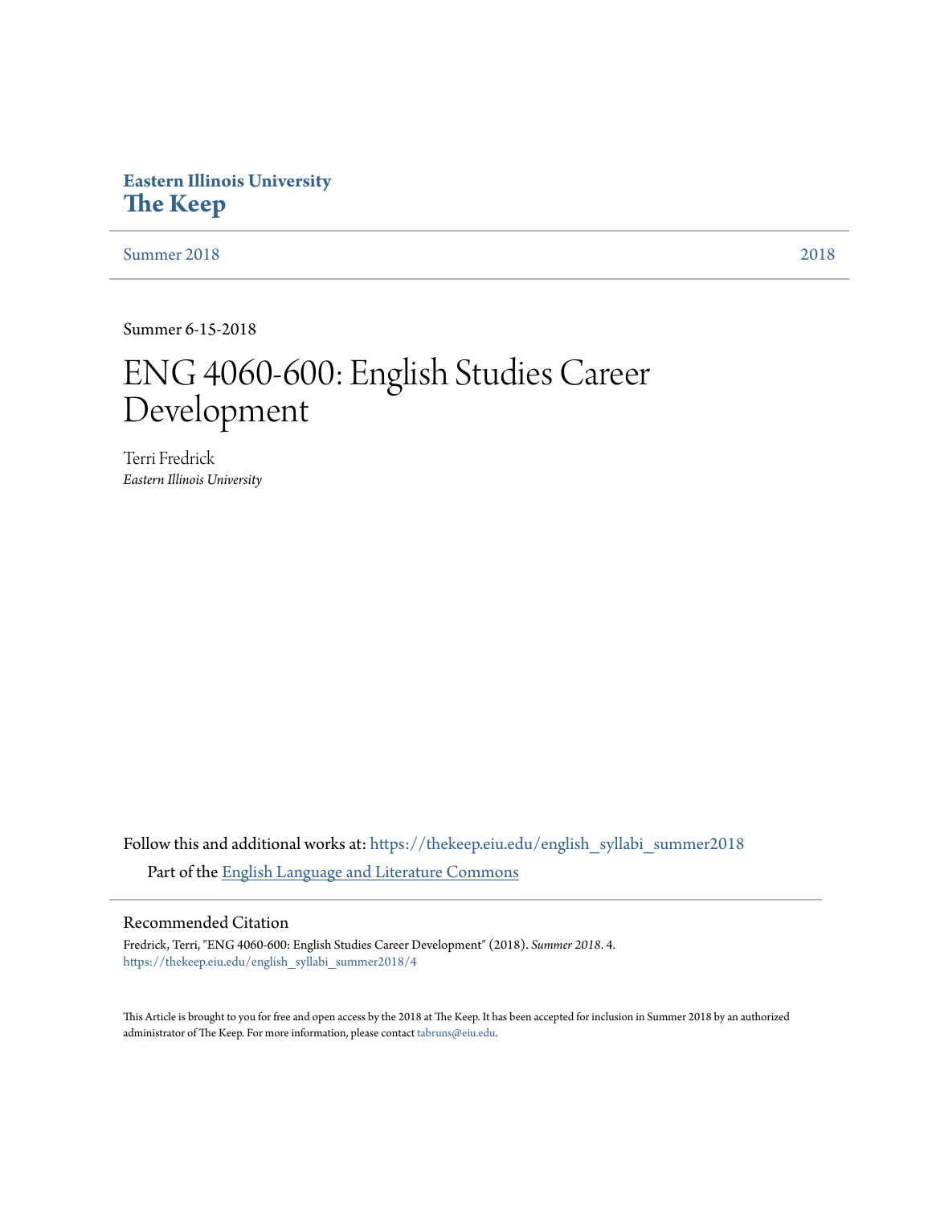**Eastern Illinois University**
**The Keep**

Summer 2018 | 2018

Summer 6-15-2018

# ENG 4060-600: English Studies Career Development

Terri Fredrick
*Eastern Illinois University*

Follow this and additional works at: https://thekeep.eiu.edu/english_syllabi_summer2018

Part of the English Language and Literature Commons

## Recommended Citation

Fredrick, Terri, "ENG 4060-600: English Studies Career Development" (2018). *Summer 2018*. 4.
https://thekeep.eiu.edu/english_syllabi_summer2018/4

This Article is brought to you for free and open access by the 2018 at The Keep. It has been accepted for inclusion in Summer 2018 by an authorized administrator of The Keep. For more information, please contact tabruns@eiu.edu.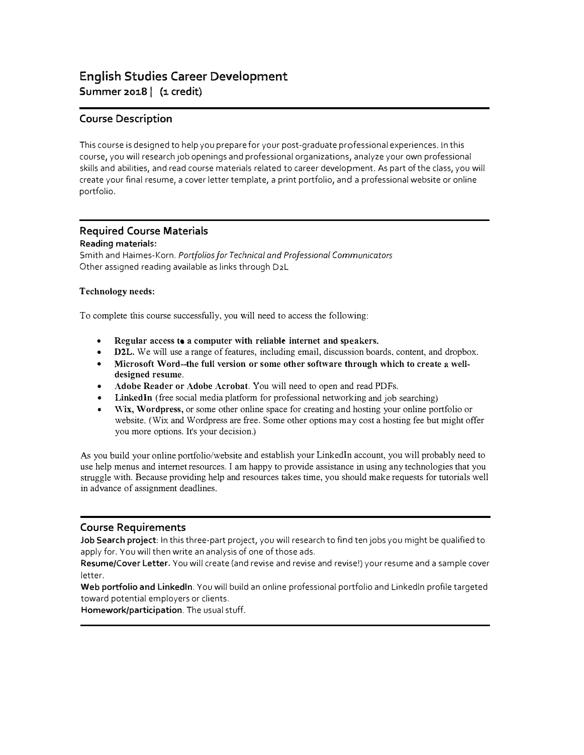# English Studies Career Development

**Summer 2018 | (1 credit)**

## Course Description

This course is designed to help you prepare for your post-graduate professional experiences. In this course, you will research job openings and professional organizations, analyze your own professional skills and abilities, and read course materials related to career development. As part of the class, you will create your final resume, a cover letter template, a print portfolio, and a professional website or online portfolio.

## Required Course Materials

**Reading materials:**

Smith and Haimes-Korn. *Portfolios for Technical and Professional Communicators*

Other assigned reading available as links through D2L

**Technology needs:**

To complete this course successfully, you will need to access the following:

- **Regular access to a computer with reliable internet and speakers.**
- **D2L.** We will use a range of features, including email, discussion boards, content, and dropbox.
- **Microsoft Word--the full version or some other software through which to create a well-designed resume.**
- **Adobe Reader or Adobe Acrobat**. You will need to open and read PDFs.
- **LinkedIn** (free social media platform for professional networking and job searching)
- **Wix, Wordpress,** or some other online space for creating and hosting your online portfolio or website. (Wix and Wordpress are free. Some other options may cost a hosting fee but might offer you more options. It's your decision.)

As you build your online portfolio/website and establish your LinkedIn account, you will probably need to use help menus and internet resources. I am happy to provide assistance in using any technologies that you struggle with. Because providing help and resources takes time, you should make requests for tutorials well in advance of assignment deadlines.

## Course Requirements

**Job Search project**: In this three-part project, you will research to find ten jobs you might be qualified to apply for. You will then write an analysis of one of those ads.

**Resume/Cover Letter.** You will create (and revise and revise and revise!) your resume and a sample cover letter.

**Web portfolio and LinkedIn**. You will build an online professional portfolio and LinkedIn profile targeted toward potential employers or clients.

**Homework/participation**. The usual stuff.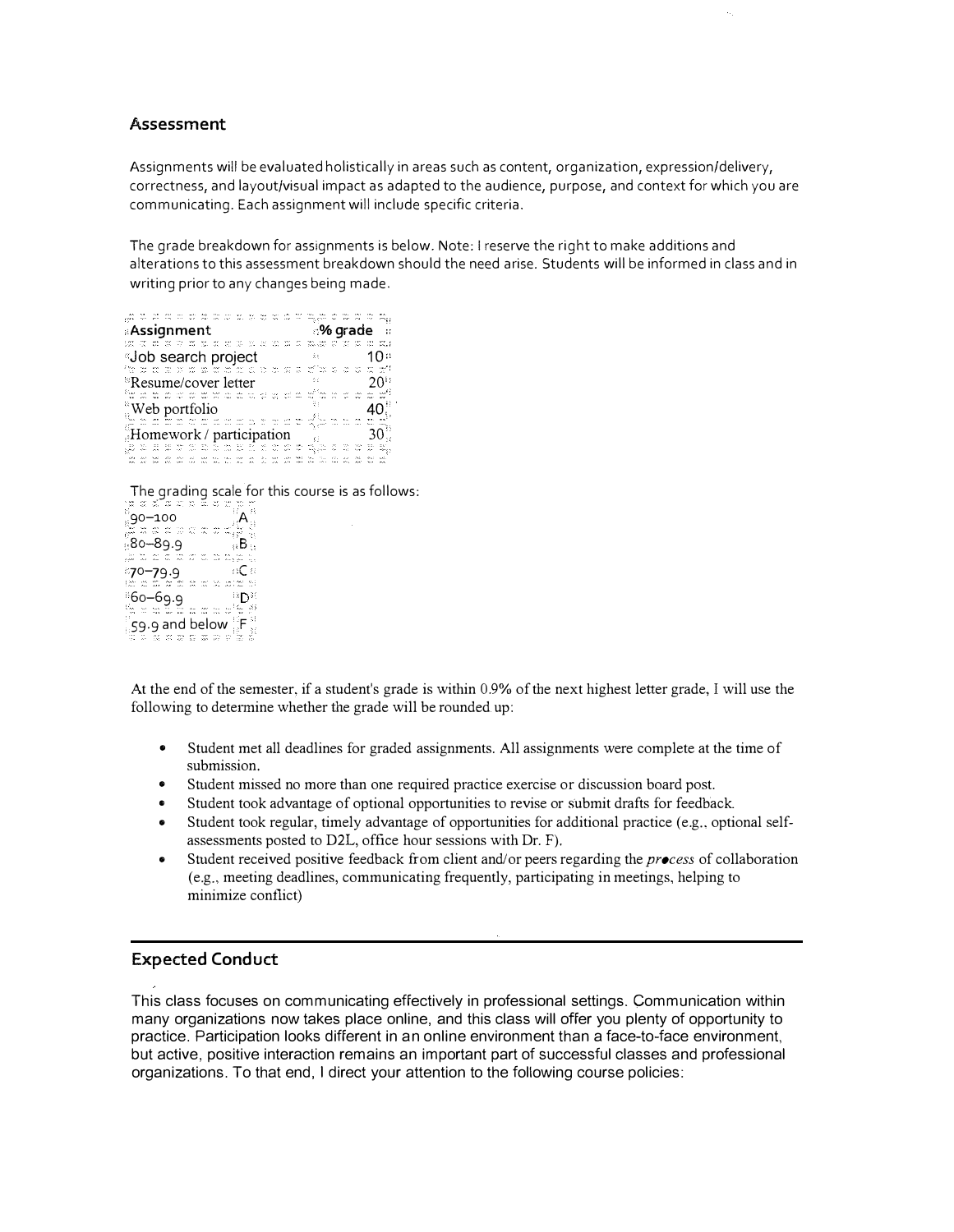## Assessment

Assignments will be evaluated holistically in areas such as content, organization, expression/delivery, correctness, and layout/visual impact as adapted to the audience, purpose, and context for which you are communicating. Each assignment will include specific criteria.

The grade breakdown for assignments is below. Note: I reserve the right to make additions and alterations to this assessment breakdown should the need arise. Students will be informed in class and in writing prior to any changes being made.

| Assignment | % grade |
|---|---|
| Job search project | 10 |
| Resume/cover letter | 20 |
| Web portfolio | 40 |
| Homework / participation | 30 |

The grading scale for this course is as follows:

| | |
|---|---|
| 90–100 | A |
| 80–89.9 | B |
| 70–79.9 | C |
| 60–69.9 | D |
| 59.9 and below | F |

At the end of the semester, if a student's grade is within 0.9% of the next highest letter grade, I will use the following to determine whether the grade will be rounded up:

- Student met all deadlines for graded assignments. All assignments were complete at the time of submission.
- Student missed no more than one required practice exercise or discussion board post.
- Student took advantage of optional opportunities to revise or submit drafts for feedback.
- Student took regular, timely advantage of opportunities for additional practice (e.g., optional self-assessments posted to D2L, office hour sessions with Dr. F).
- Student received positive feedback from client and/or peers regarding the *process* of collaboration (e.g., meeting deadlines, communicating frequently, participating in meetings, helping to minimize conflict)

---

## Expected Conduct

This class focuses on communicating effectively in professional settings. Communication within many organizations now takes place online, and this class will offer you plenty of opportunity to practice. Participation looks different in an online environment than a face-to-face environment, but active, positive interaction remains an important part of successful classes and professional organizations. To that end, I direct your attention to the following course policies: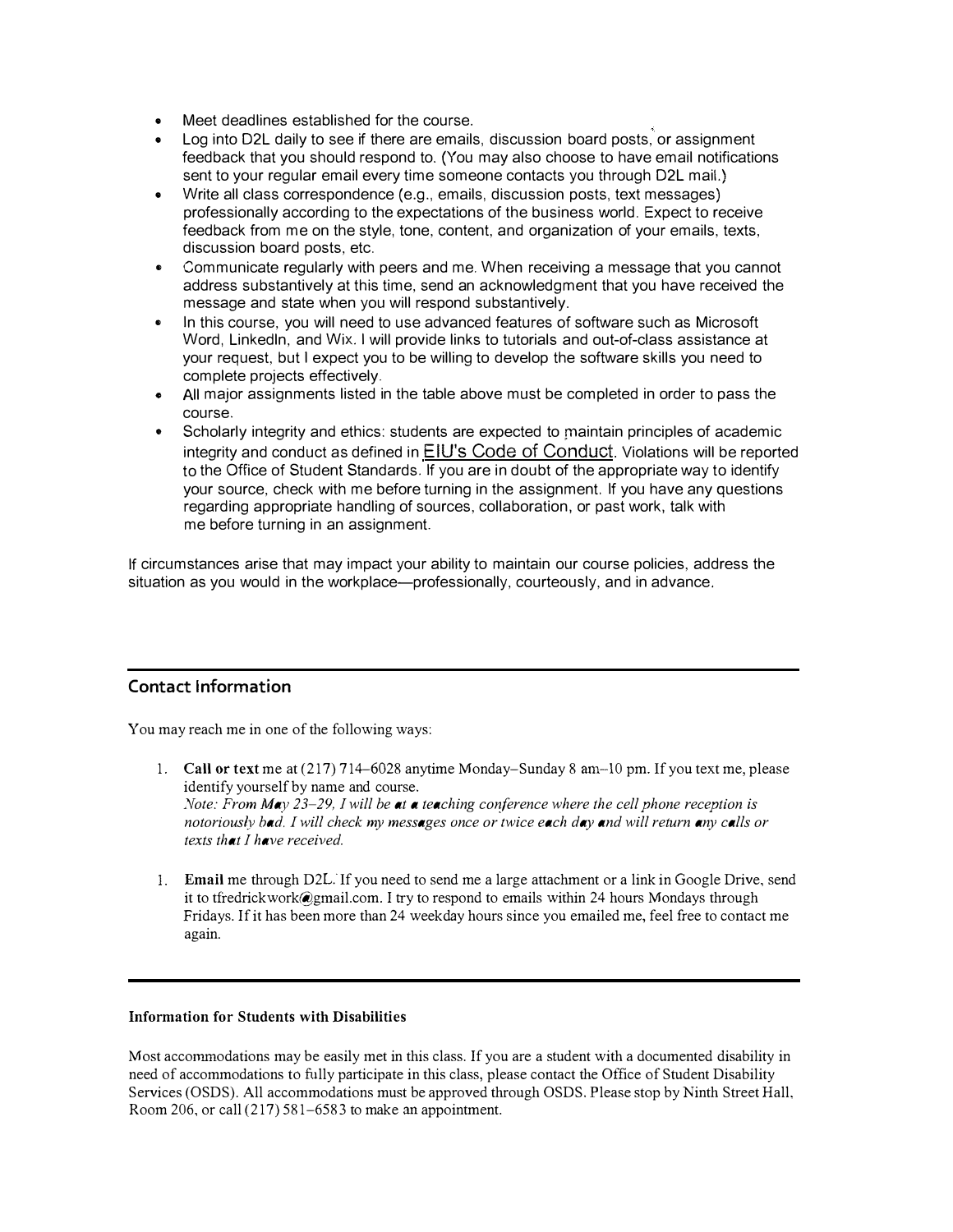- Meet deadlines established for the course.
- Log into D2L daily to see if there are emails, discussion board posts, or assignment feedback that you should respond to. (You may also choose to have email notifications sent to your regular email every time someone contacts you through D2L mail.)
- Write all class correspondence (e.g., emails, discussion posts, text messages) professionally according to the expectations of the business world. Expect to receive feedback from me on the style, tone, content, and organization of your emails, texts, discussion board posts, etc.
- Communicate regularly with peers and me. When receiving a message that you cannot address substantively at this time, send an acknowledgment that you have received the message and state when you will respond substantively.
- In this course, you will need to use advanced features of software such as Microsoft Word, LinkedIn, and Wix. I will provide links to tutorials and out-of-class assistance at your request, but I expect you to be willing to develop the software skills you need to complete projects effectively.
- All major assignments listed in the table above must be completed in order to pass the course.
- Scholarly integrity and ethics: students are expected to maintain principles of academic integrity and conduct as defined in EIU's Code of Conduct. Violations will be reported to the Office of Student Standards. If you are in doubt of the appropriate way to identify your source, check with me before turning in the assignment. If you have any questions regarding appropriate handling of sources, collaboration, or past work, talk with me before turning in an assignment.

If circumstances arise that may impact your ability to maintain our course policies, address the situation as you would in the workplace—professionally, courteously, and in advance.

## Contact Information

You may reach me in one of the following ways:

1. **Call or text** me at (217) 714–6028 anytime Monday–Sunday 8 am–10 pm. If you text me, please identify yourself by name and course.
   *Note: From May 23–29, I will be at a teaching conference where the cell phone reception is notoriously bad. I will check my messages once or twice each day and will return any calls or texts that I have received.*

1. **Email** me through D2L. If you need to send me a large attachment or a link in Google Drive, send it to tfredrickwork@gmail.com. I try to respond to emails within 24 hours Mondays through Fridays. If it has been more than 24 weekday hours since you emailed me, feel free to contact me again.

### Information for Students with Disabilities

Most accommodations may be easily met in this class. If you are a student with a documented disability in need of accommodations to fully participate in this class, please contact the Office of Student Disability Services (OSDS). All accommodations must be approved through OSDS. Please stop by Ninth Street Hall, Room 206, or call (217) 581–6583 to make an appointment.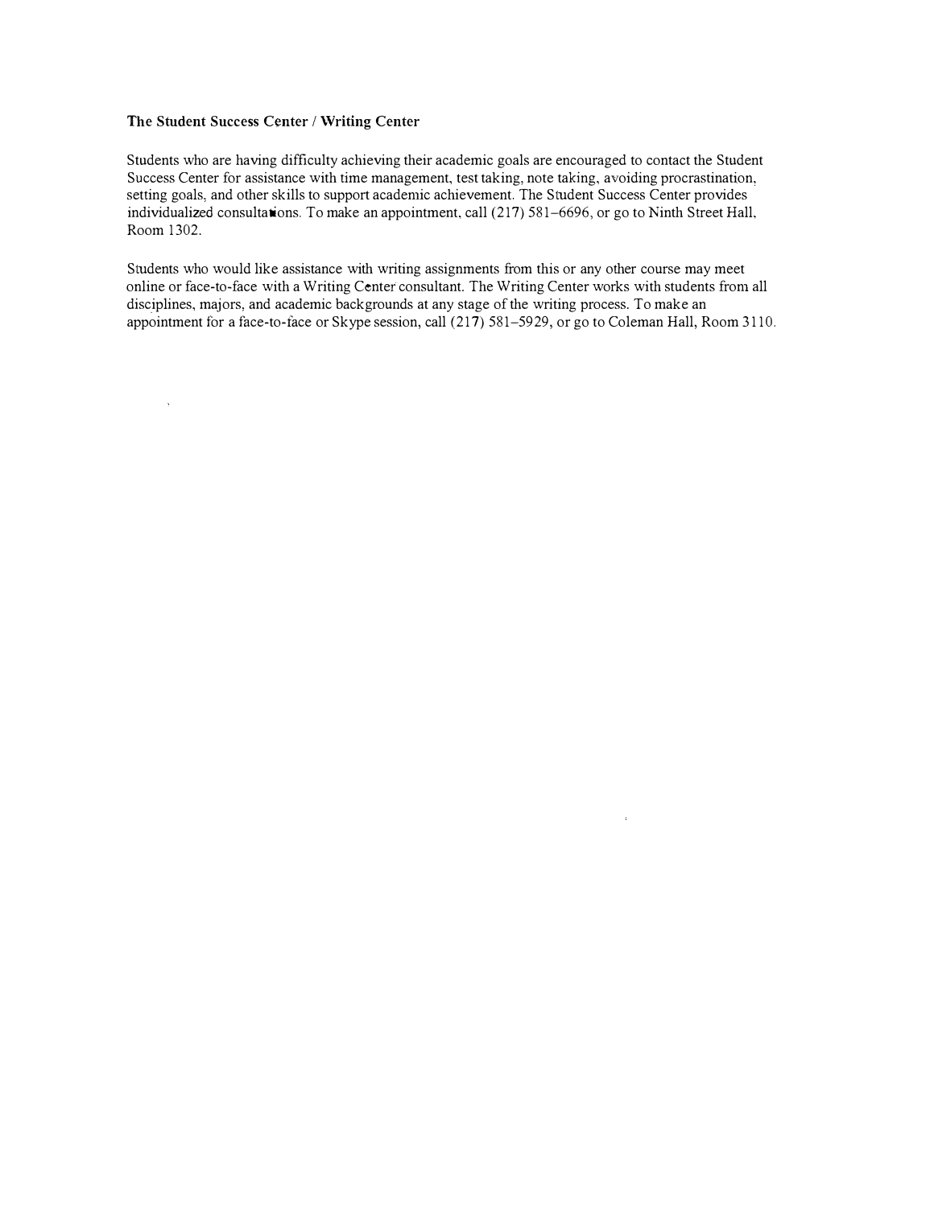**The Student Success Center / Writing Center**

Students who are having difficulty achieving their academic goals are encouraged to contact the Student Success Center for assistance with time management, test taking, note taking, avoiding procrastination, setting goals, and other skills to support academic achievement. The Student Success Center provides individualized consultations. To make an appointment, call (217) 581–6696, or go to Ninth Street Hall, Room 1302.

Students who would like assistance with writing assignments from this or any other course may meet online or face-to-face with a Writing Center consultant. The Writing Center works with students from all disciplines, majors, and academic backgrounds at any stage of the writing process. To make an appointment for a face-to-face or Skype session, call (217) 581–5929, or go to Coleman Hall, Room 3110.